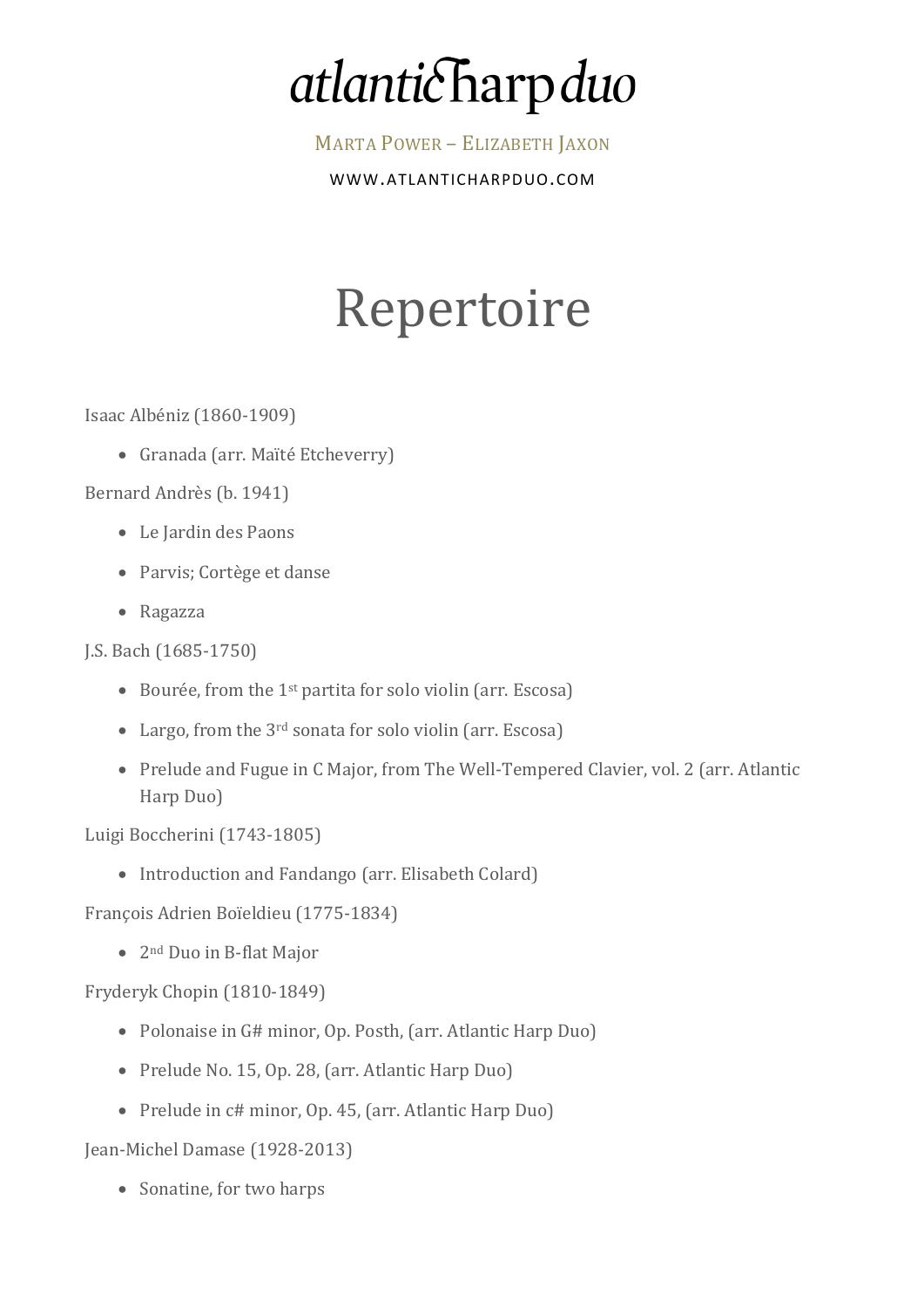# atlanticharpduo

MARTA POWER – ELIZABETH JAXON

WWW.ATLANTICHARPDUO.COM

# Repertoire

Isaac Albéniz (1860-1909)

- Granada (arr. Maïté Etcheverry)

Bernard Andrès (b. 1941)

- Le Jardin des Paons
- Parvis; Cortège et danse
- Ragazza

J.S. Bach (1685-1750)

- Bourée, from the 1st partita for solo violin (arr. Escosa)
- Largo, from the 3rd sonata for solo violin (arr. Escosa)
- Prelude and Fugue in C Major, from The Well-Tempered Clavier, vol. 2 (arr. Atlantic Harp Duo)

Luigi Boccherini (1743-1805)

- Introduction and Fandango (arr. Elisabeth Colard)

François Adrien Boïeldieu (1775-1834)

- 2nd Duo in B-flat Major

Fryderyk Chopin (1810-1849)

- Polonaise in G# minor, Op. Posth, (arr. Atlantic Harp Duo)
- Prelude No. 15, Op. 28, (arr. Atlantic Harp Duo)
- Prelude in c# minor, Op. 45, (arr. Atlantic Harp Duo)

Jean-Michel Damase (1928-2013)

- Sonatine, for two harps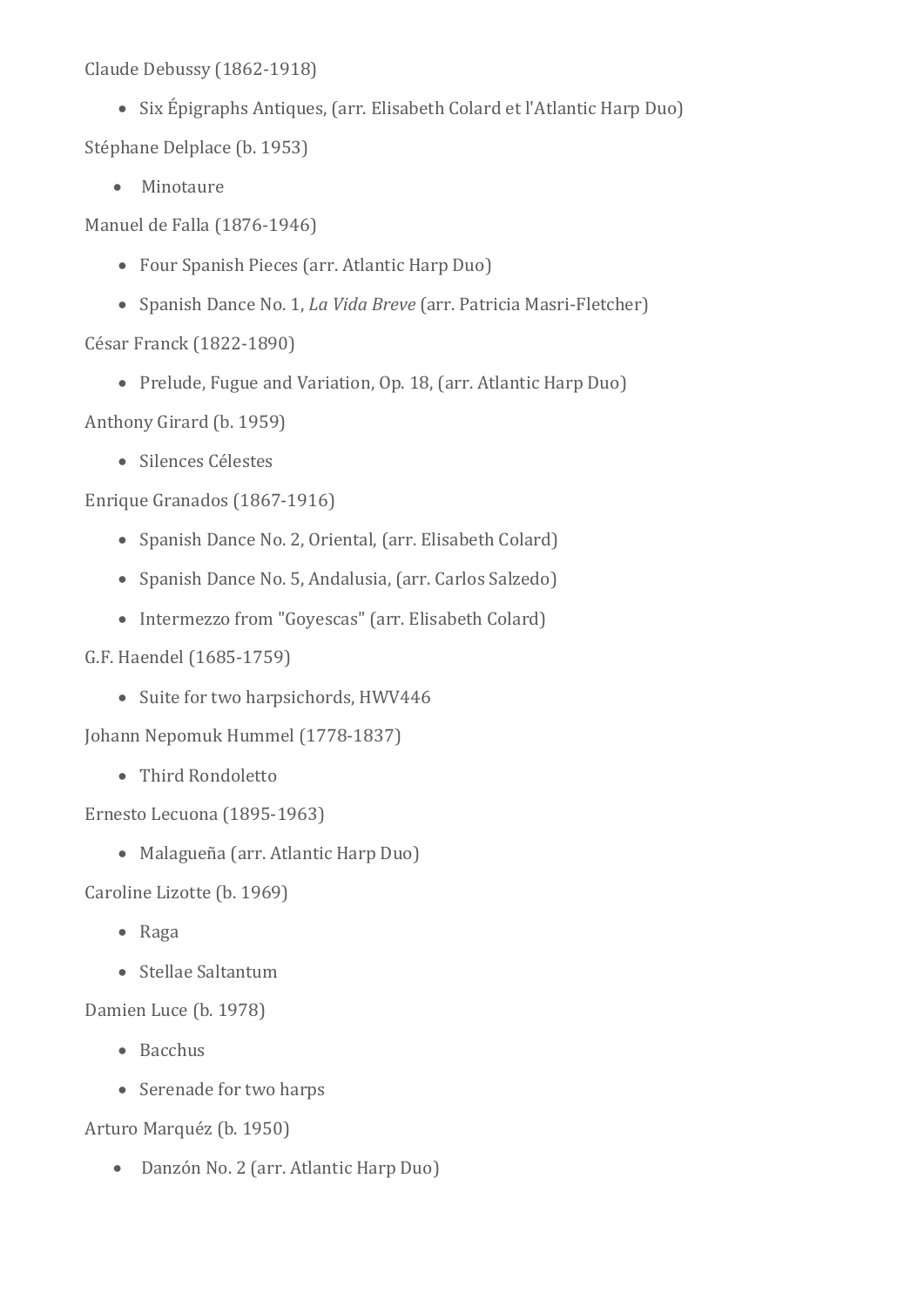Claude Debussy (1862-1918)

- Six Épigraphs Antiques, (arr. Elisabeth Colard et l'Atlantic Harp Duo)

Stéphane Delplace (b. 1953)

- Minotaure

Manuel de Falla (1876-1946)

- Four Spanish Pieces (arr. Atlantic Harp Duo)
- Spanish Dance No. 1, *La Vida Breve* (arr. Patricia Masri-Fletcher)

César Franck (1822-1890)

- Prelude, Fugue and Variation, Op. 18, (arr. Atlantic Harp Duo)

Anthony Girard (b. 1959)

- Silences Célestes

Enrique Granados (1867-1916)

- Spanish Dance No. 2, Oriental, (arr. Elisabeth Colard)
- Spanish Dance No. 5, Andalusia, (arr. Carlos Salzedo)
- Intermezzo from "Goyescas" (arr. Elisabeth Colard)

G.F. Haendel (1685-1759)

- Suite for two harpsichords, HWV446

Johann Nepomuk Hummel (1778-1837)

- Third Rondoletto

Ernesto Lecuona (1895-1963)

- Malagueña (arr. Atlantic Harp Duo)

Caroline Lizotte (b. 1969)

- Raga
- Stellae Saltantum

Damien Luce (b. 1978)

- Bacchus
- Serenade for two harps

Arturo Marquéz (b. 1950)

- Danzón No. 2 (arr. Atlantic Harp Duo)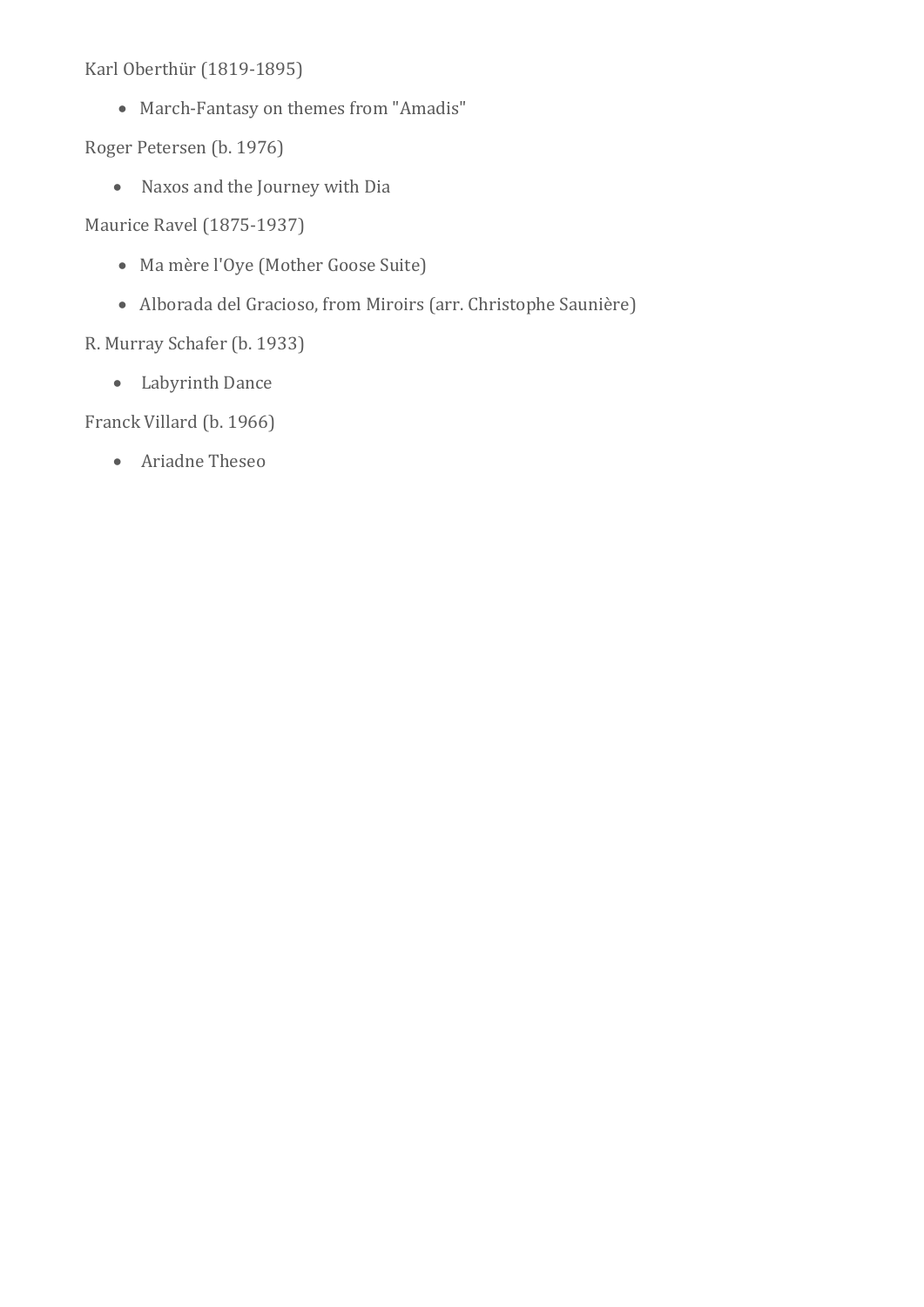Karl Oberthür (1819-1895)

- March-Fantasy on themes from "Amadis"

Roger Petersen (b. 1976)

- Naxos and the Journey with Dia

Maurice Ravel (1875-1937)

- Ma mère l'Oye (Mother Goose Suite)
- Alborada del Gracioso, from Miroirs (arr. Christophe Saunière)

R. Murray Schafer (b. 1933)

- Labyrinth Dance

Franck Villard (b. 1966)

- Ariadne Theseo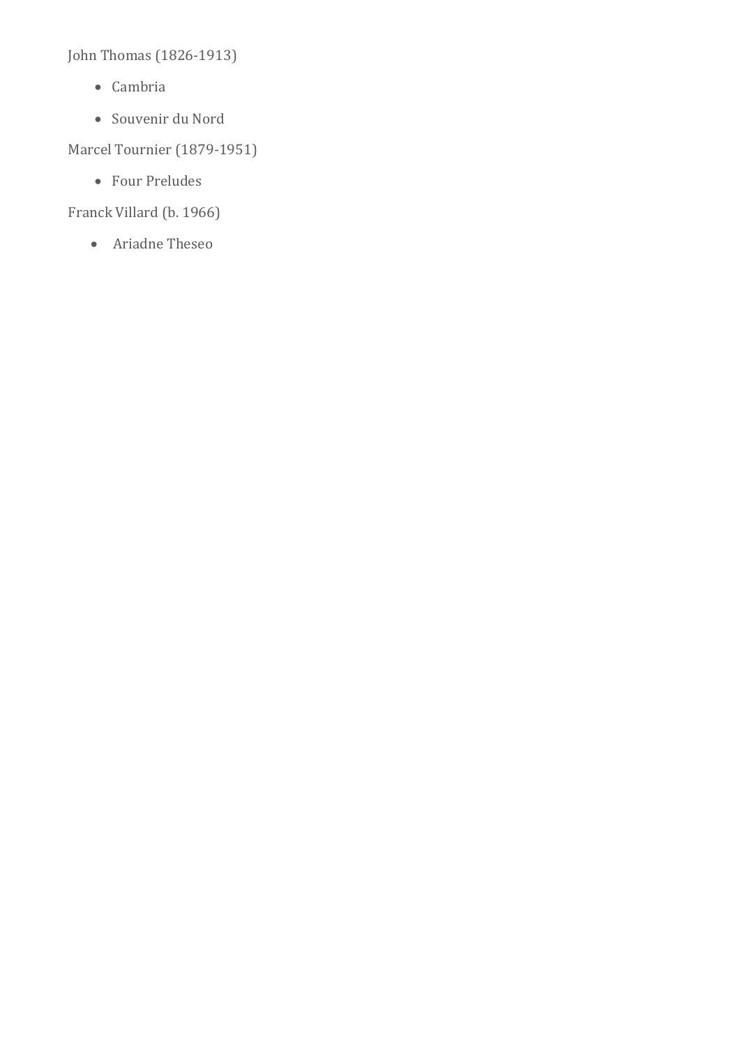John Thomas (1826-1913)

- Cambria
- Souvenir du Nord

Marcel Tournier (1879-1951)

- Four Preludes

Franck Villard (b. 1966)

- Ariadne Theseo